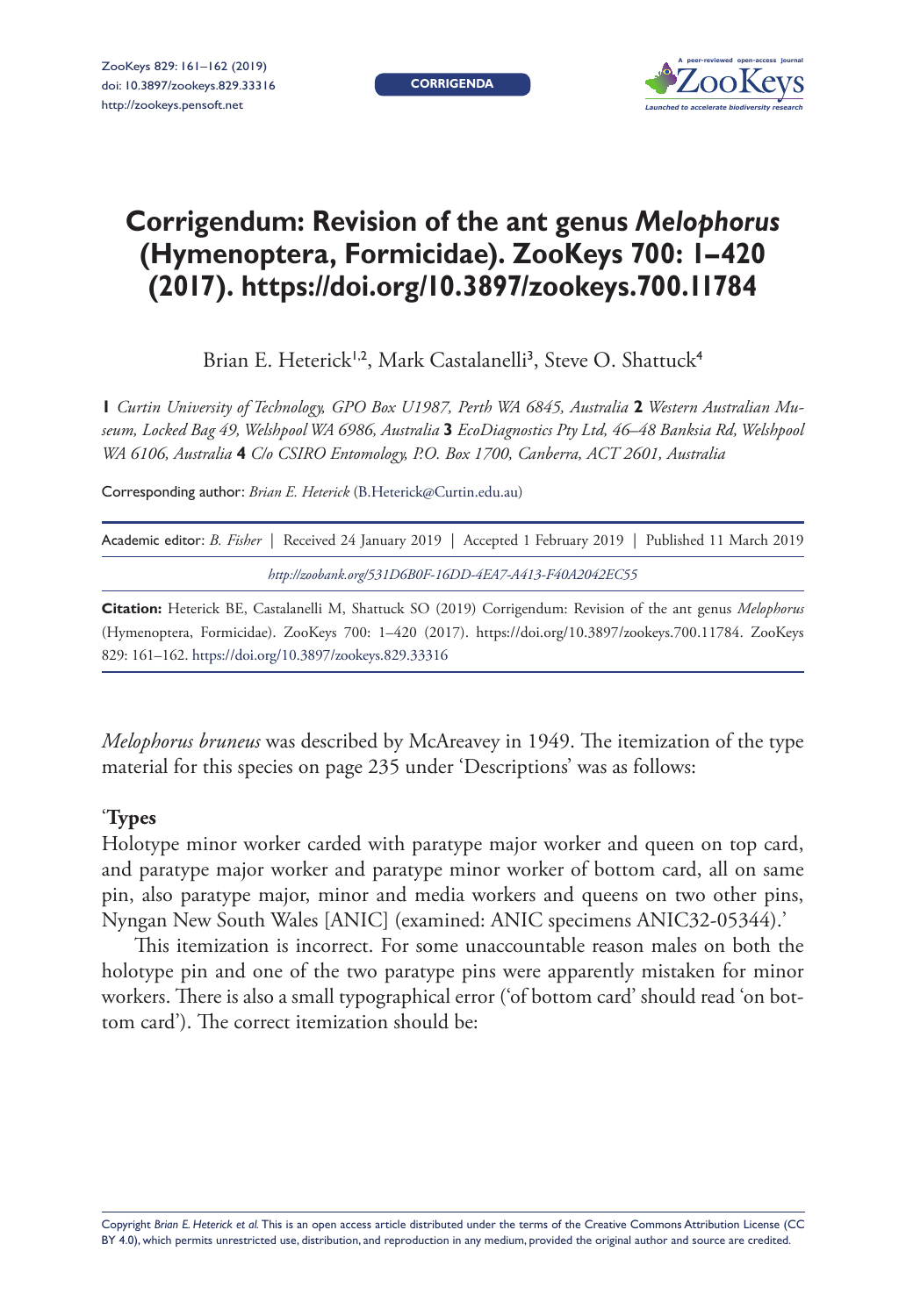# Corrigendum: Revision of the ant genus *Melophorus* (Hymenoptera, Formicidae). ZooKeys 700: 1–420 (2017). https://doi.org/10.3897/zookeys.700.11784

Brian E. Heterick[1,2], Mark Castalanelli[3], Steve O. Shattuck[4]

**1** *Curtin University of Technology, GPO Box U1987, Perth WA 6845, Australia* **2** *Western Australian Museum, Locked Bag 49, Welshpool WA 6986, Australia* **3** *EcoDiagnostics Pty Ltd, 46–48 Banksia Rd, Welshpool WA 6106, Australia* **4** *C/o CSIRO Entomology, P.O. Box 1700, Canberra, ACT 2601, Australia*

Corresponding author: *Brian E. Heterick* (B.Heterick@Curtin.edu.au)

Academic editor: *B. Fisher* | Received 24 January 2019 | Accepted 1 February 2019 | Published 11 March 2019

*http://zoobank.org/531D6B0F-16DD-4EA7-A413-F40A2042EC55*

**Citation:** Heterick BE, Castalanelli M, Shattuck SO (2019) Corrigendum: Revision of the ant genus *Melophorus* (Hymenoptera, Formicidae). ZooKeys 700: 1–420 (2017). https://doi.org/10.3897/zookeys.700.11784. ZooKeys 829: 161–162. https://doi.org/10.3897/zookeys.829.33316

*Melophorus bruneus* was described by McAreavey in 1949. The itemization of the type material for this species on page 235 under 'Descriptions' was as follows:

'**Types**
Holotype minor worker carded with paratype major worker and queen on top card, and paratype major worker and paratype minor worker of bottom card, all on same pin, also paratype major, minor and media workers and queens on two other pins, Nyngan New South Wales [ANIC] (examined: ANIC specimens ANIC32-05344).'

This itemization is incorrect. For some unaccountable reason males on both the holotype pin and one of the two paratype pins were apparently mistaken for minor workers. There is also a small typographical error ('of bottom card' should read 'on bottom card'). The correct itemization should be: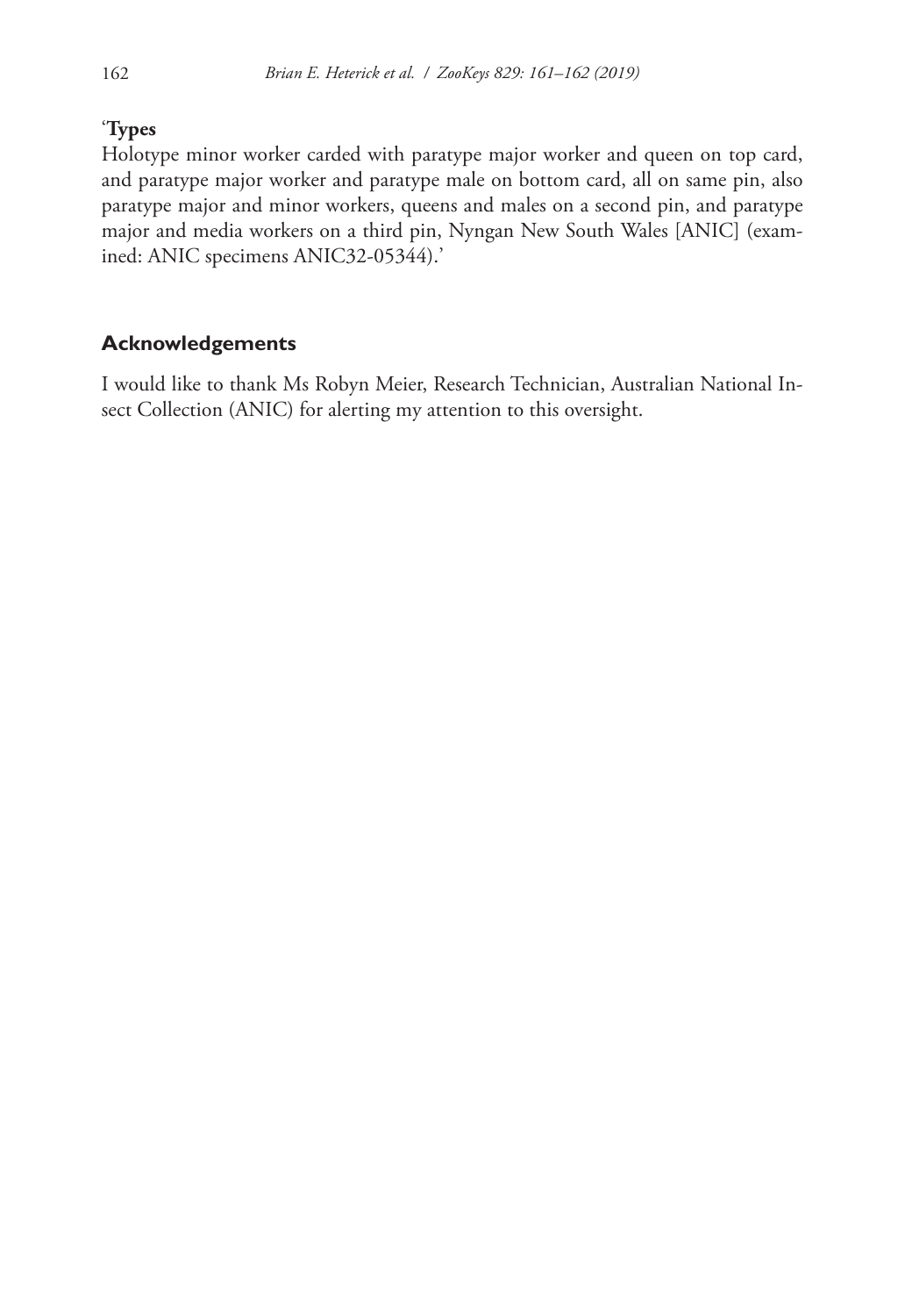'**Types**

Holotype minor worker carded with paratype major worker and queen on top card, and paratype major worker and paratype male on bottom card, all on same pin, also paratype major and minor workers, queens and males on a second pin, and paratype major and media workers on a third pin, Nyngan New South Wales [ANIC] (examined: ANIC specimens ANIC32-05344).'

## Acknowledgements

I would like to thank Ms Robyn Meier, Research Technician, Australian National Insect Collection (ANIC) for alerting my attention to this oversight.